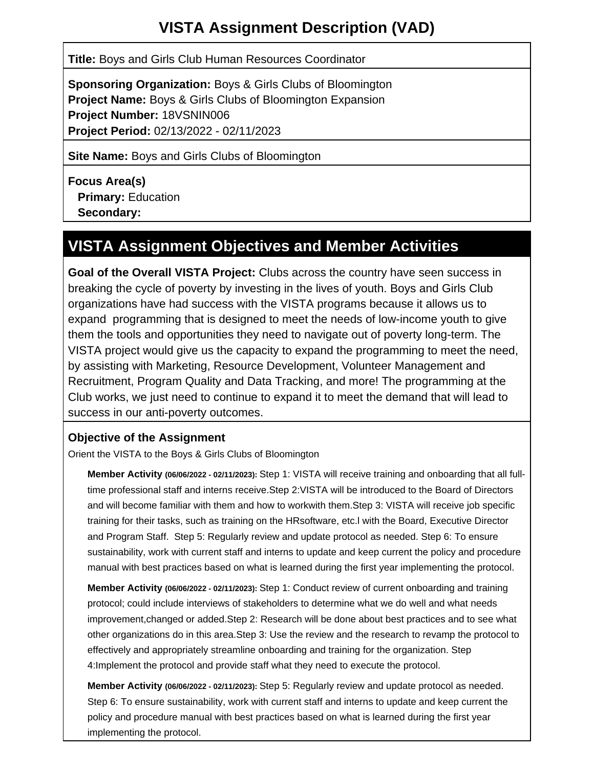# VISTA Assignment Description (VAD)

**Title:** Boys and Girls Club Human Resources Coordinator

**Sponsoring Organization:** Boys & Girls Clubs of Bloomington
**Project Name:** Boys & Girls Clubs of Bloomington Expansion
**Project Number:** 18VSNIN006
**Project Period:** 02/13/2022 - 02/11/2023

**Site Name:** Boys and Girls Clubs of Bloomington

**Focus Area(s)**
**Primary:** Education
**Secondary:**

## VISTA Assignment Objectives and Member Activities

**Goal of the Overall VISTA Project:** Clubs across the country have seen success in breaking the cycle of poverty by investing in the lives of youth. Boys and Girls Club organizations have had success with the VISTA programs because it allows us to expand programming that is designed to meet the needs of low-income youth to give them the tools and opportunities they need to navigate out of poverty long-term. The VISTA project would give us the capacity to expand the programming to meet the need, by assisting with Marketing, Resource Development, Volunteer Management and Recruitment, Program Quality and Data Tracking, and more! The programming at the Club works, we just need to continue to expand it to meet the demand that will lead to success in our anti-poverty outcomes.

### Objective of the Assignment

Orient the VISTA to the Boys & Girls Clubs of Bloomington

**Member Activity (06/06/2022 - 02/11/2023):** Step 1: VISTA will receive training and onboarding that all full-time professional staff and interns receive.Step 2:VISTA will be introduced to the Board of Directors and will become familiar with them and how to workwith them.Step 3: VISTA will receive job specific training for their tasks, such as training on the HRsoftware, etc.l with the Board, Executive Director and Program Staff. Step 5: Regularly review and update protocol as needed. Step 6: To ensure sustainability, work with current staff and interns to update and keep current the policy and procedure manual with best practices based on what is learned during the first year implementing the protocol.

**Member Activity (06/06/2022 - 02/11/2023):** Step 1: Conduct review of current onboarding and training protocol; could include interviews of stakeholders to determine what we do well and what needs improvement,changed or added.Step 2: Research will be done about best practices and to see what other organizations do in this area.Step 3: Use the review and the research to revamp the protocol to effectively and appropriately streamline onboarding and training for the organization. Step 4:Implement the protocol and provide staff what they need to execute the protocol.

**Member Activity (06/06/2022 - 02/11/2023):** Step 5: Regularly review and update protocol as needed. Step 6: To ensure sustainability, work with current staff and interns to update and keep current the policy and procedure manual with best practices based on what is learned during the first year implementing the protocol.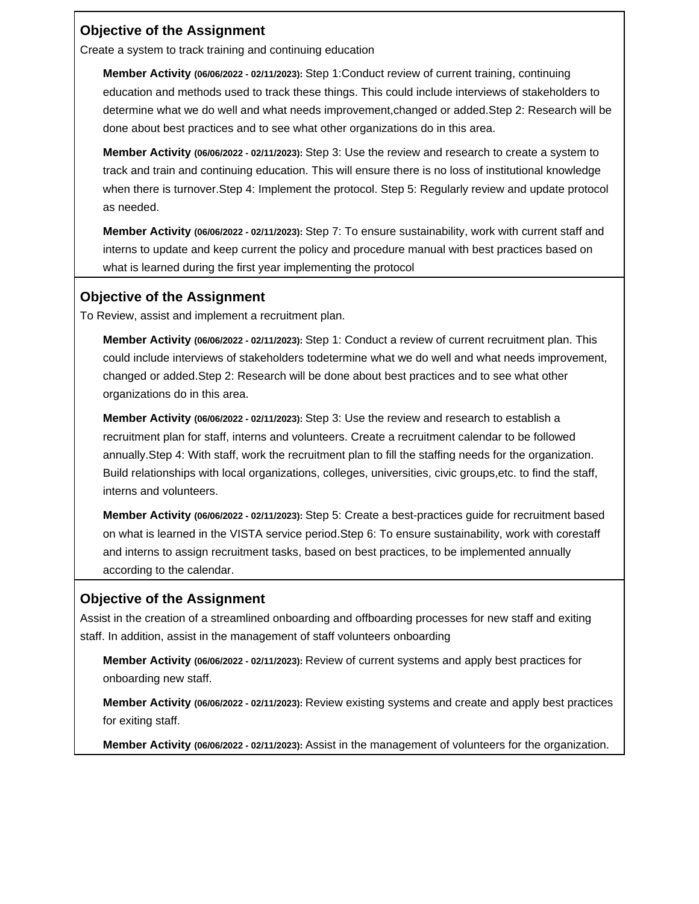### Objective of the Assignment

Create a system to track training and continuing education

**Member Activity (06/06/2022 - 02/11/2023):** Step 1:Conduct review of current training, continuing education and methods used to track these things. This could include interviews of stakeholders to determine what we do well and what needs improvement,changed or added.Step 2: Research will be done about best practices and to see what other organizations do in this area.

**Member Activity (06/06/2022 - 02/11/2023):** Step 3: Use the review and research to create a system to track and train and continuing education. This will ensure there is no loss of institutional knowledge when there is turnover.Step 4: Implement the protocol. Step 5: Regularly review and update protocol as needed.

**Member Activity (06/06/2022 - 02/11/2023):** Step 7: To ensure sustainability, work with current staff and interns to update and keep current the policy and procedure manual with best practices based on what is learned during the first year implementing the protocol

### Objective of the Assignment

To Review, assist and implement a recruitment plan.

**Member Activity (06/06/2022 - 02/11/2023):** Step 1: Conduct a review of current recruitment plan. This could include interviews of stakeholders todetermine what we do well and what needs improvement, changed or added.Step 2: Research will be done about best practices and to see what other organizations do in this area.

**Member Activity (06/06/2022 - 02/11/2023):** Step 3: Use the review and research to establish a recruitment plan for staff, interns and volunteers. Create a recruitment calendar to be followed annually.Step 4: With staff, work the recruitment plan to fill the staffing needs for the organization. Build relationships with local organizations, colleges, universities, civic groups,etc. to find the staff, interns and volunteers.

**Member Activity (06/06/2022 - 02/11/2023):** Step 5: Create a best-practices guide for recruitment based on what is learned in the VISTA service period.Step 6: To ensure sustainability, work with corestaff and interns to assign recruitment tasks, based on best practices, to be implemented annually according to the calendar.

### Objective of the Assignment

Assist in the creation of a streamlined onboarding and offboarding processes for new staff and exiting staff. In addition, assist in the management of staff volunteers onboarding

**Member Activity (06/06/2022 - 02/11/2023):** Review of current systems and apply best practices for onboarding new staff.

**Member Activity (06/06/2022 - 02/11/2023):** Review existing systems and create and apply best practices for exiting staff.

**Member Activity (06/06/2022 - 02/11/2023):** Assist in the management of volunteers for the organization.